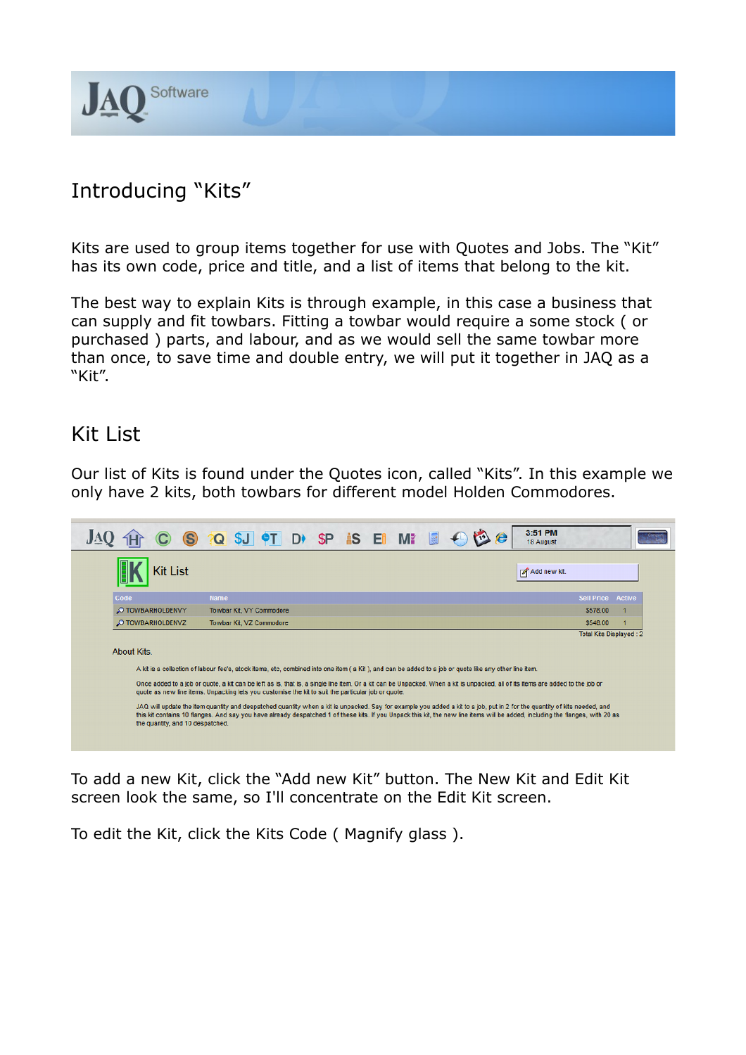# Introducing "Kits"

Kits are used to group items together for use with Quotes and Jobs. The "Kit" has its own code, price and title, and a list of items that belong to the kit.

The best way to explain Kits is through example, in this case a business that can supply and fit towbars. Fitting a towbar would require a some stock ( or purchased ) parts, and labour, and as we would sell the same towbar more than once, to save time and double entry, we will put it together in JAQ as a "Kit".

## Kit List

Our list of Kits is found under the Quotes icon, called "Kits". In this example we only have 2 kits, both towbars for different model Holden Commodores.

Kit List

Add new kit.

| Code | Name | Sell Price | Active |
|---|---|---|---|
| TOWBARHOLDENVY | Towbar Kit, VY Commodore | $578.00 | 1 |
| TOWBARHOLDENVZ | Towbar Kit, VZ Commodore | $548.00 | 1 |

Total Kits Displayed : 2

About Kits.

A kit is a collection of labour fee's, stock items, etc, combined into one item ( a Kit ), and can be added to a job or quote like any other line item.

Once added to a job or quote, a kit can be left as is, that is, a single line item. Or a kit can be Unpacked. When a kit is unpacked, all of its items are added to the job or quote as new line items. Unpacking lets you customise the kit to suit the particular job or quote.

JAQ will update the item quantity and despatched quantity when a kit is unpacked. Say for example you added a kit to a job, put in 2 for the quantity of kits needed, and this kit contains 10 flanges. And say you have already despatched 1 of these kits. If you Unpack this kit, the new line items will be added, including the flanges, with 20 as the quantity, and 10 despatched.

To add a new Kit, click the "Add new Kit" button. The New Kit and Edit Kit screen look the same, so I'll concentrate on the Edit Kit screen.

To edit the Kit, click the Kits Code ( Magnify glass ).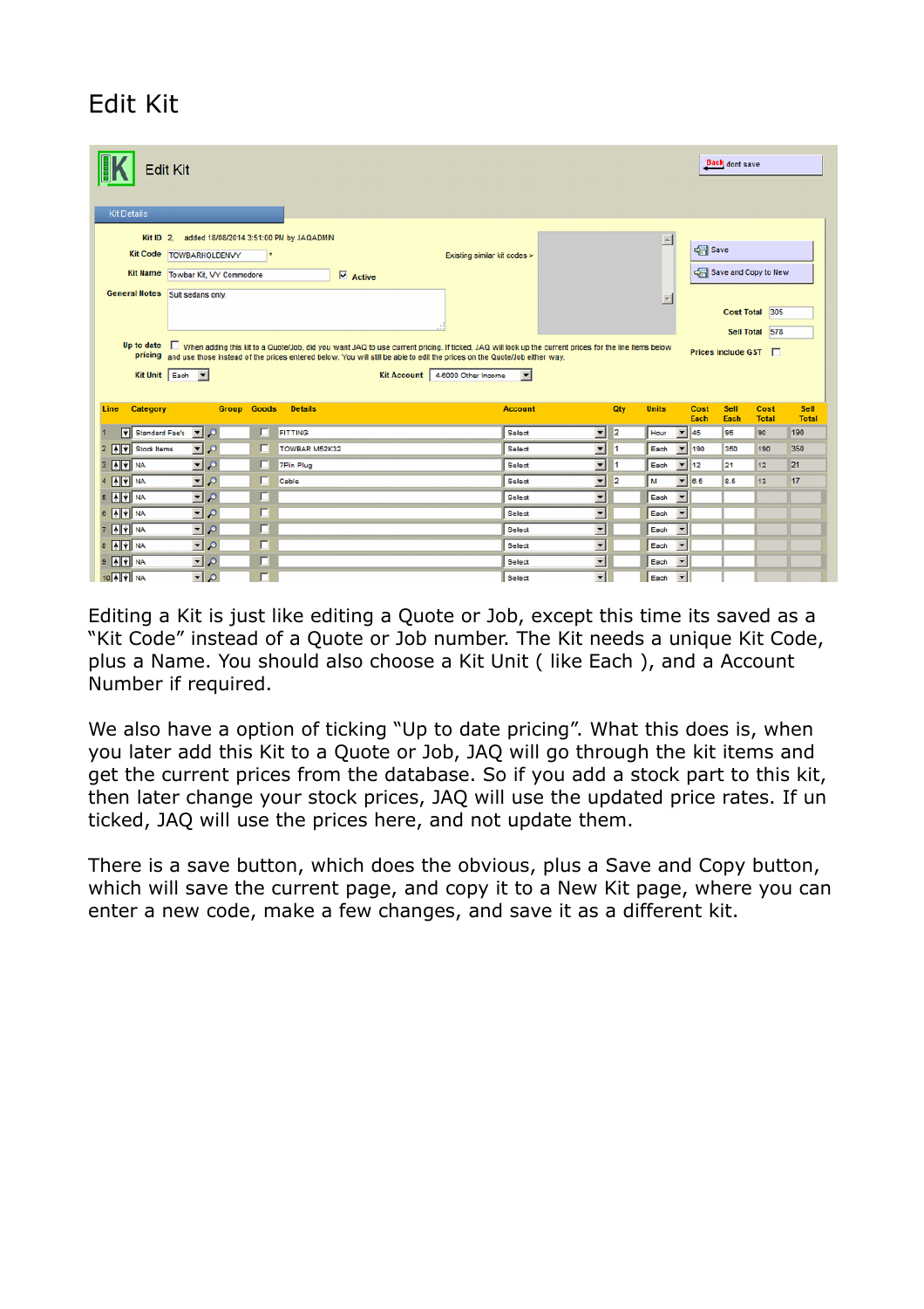# Edit Kit

Editing a Kit is just like editing a Quote or Job, except this time its saved as a "Kit Code" instead of a Quote or Job number. The Kit needs a unique Kit Code, plus a Name. You should also choose a Kit Unit ( like Each ), and a Account Number if required.

We also have a option of ticking "Up to date pricing". What this does is, when you later add this Kit to a Quote or Job, JAQ will go through the kit items and get the current prices from the database. So if you add a stock part to this kit, then later change your stock prices, JAQ will use the updated price rates. If un ticked, JAQ will use the prices here, and not update them.

There is a save button, which does the obvious, plus a Save and Copy button, which will save the current page, and copy it to a New Kit page, where you can enter a new code, make a few changes, and save it as a different kit.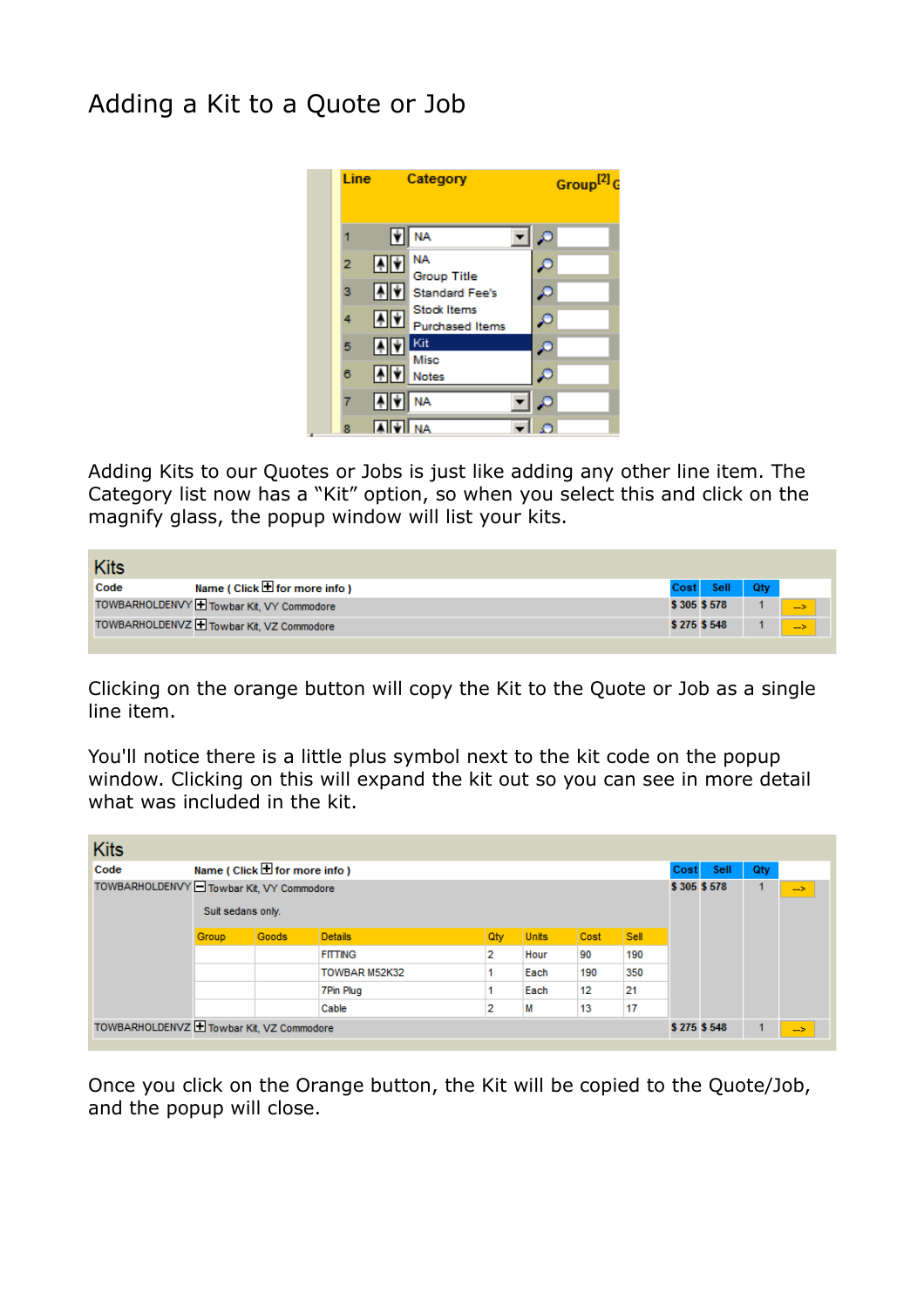# Adding a Kit to a Quote or Job

| Line | Category | Group[2] |
|---|---|---|
| 1 | NA | |
| 2 | NA / Group Title | |
| 3 | Standard Fee's | |
| 4 | Stock Items | |
| 5 | Purchased Items / Kit | |
| 6 | Misc / Notes | |
| 7 | NA | |
| 8 | NA | |

Adding Kits to our Quotes or Jobs is just like adding any other line item. The Category list now has a "Kit" option, so when you select this and click on the magnify glass, the popup window will list your kits.

**Kits**

| Code | Name ( Click ⊞ for more info ) | Cost | Sell | Qty | |
|---|---|---|---|---|---|
| TOWBARHOLDENVY | ⊞ Towbar Kit, VY Commodore | $ 305 | $ 578 | 1 | --> |
| TOWBARHOLDENVZ | ⊞ Towbar Kit, VZ Commodore | $ 275 | $ 548 | 1 | --> |

Clicking on the orange button will copy the Kit to the Quote or Job as a single line item.

You'll notice there is a little plus symbol next to the kit code on the popup window. Clicking on this will expand the kit out so you can see in more detail what was included in the kit.

**Kits**

| Code | Name ( Click ⊞ for more info ) | Cost | Sell | Qty | |
|---|---|---|---|---|---|
| TOWBARHOLDENVY | ⊟ Towbar Kit, VY Commodore | $ 305 | $ 578 | 1 | --> |
| TOWBARHOLDENVZ | ⊞ Towbar Kit, VZ Commodore | $ 275 | $ 548 | 1 | --> |

Suit sedans only.

| Group | Goods | Details | Qty | Units | Cost | Sell |
|---|---|---|---|---|---|---|
| | | FITTING | 2 | Hour | 90 | 190 |
| | | TOWBAR M52K32 | 1 | Each | 190 | 350 |
| | | 7Pin Plug | 1 | Each | 12 | 21 |
| | | Cable | 2 | M | 13 | 17 |

Once you click on the Orange button, the Kit will be copied to the Quote/Job, and the popup will close.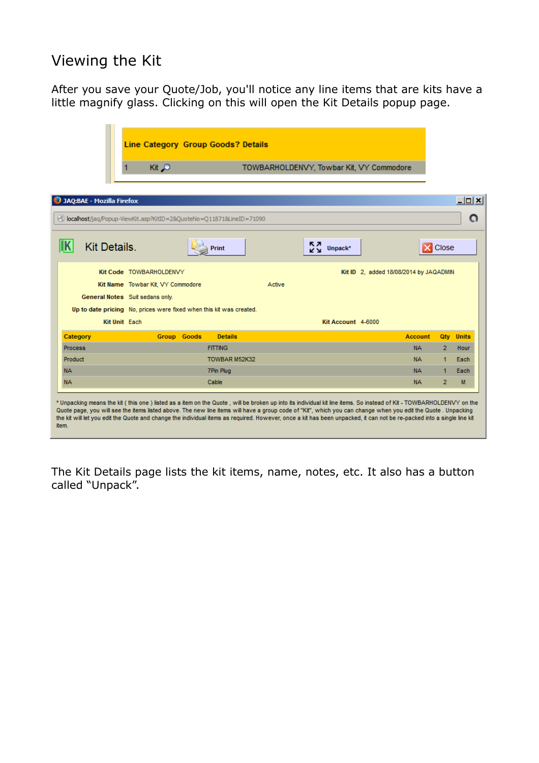# Viewing the Kit

After you save your Quote/Job, you'll notice any line items that are kits have a little magnify glass. Clicking on this will open the Kit Details popup page.

| Line | Category | Group | Goods? | Details |
|---|---|---|---|---|
| 1 | Kit | | | TOWBARHOLDENVY, Towbar Kit, VY Commodore |

JAQ:BAE - Mozilla Firefox

localhost/jaq/Popup-ViewKit.asp?KitID=2&QuoteNo=Q11871&LineID=71090

Kit Details. Print Unpack* Close

**Kit Code** TOWBARHOLDENVY **Kit ID** 2, added 18/08/2014 by JAQADMIN

**Kit Name** Towbar Kit, VY Commodore Active

**General Notes** Suit sedans only.

**Up to date pricing** No, prices were fixed when this kit was created.

**Kit Unit** Each **Kit Account** 4-6000

| Category | Group | Goods | Details | Account | Qty | Units |
|---|---|---|---|---|---|---|
| Process | | | FITTING | NA | 2 | Hour |
| Product | | | TOWBAR M52K32 | NA | 1 | Each |
| NA | | | 7Pin Plug | NA | 1 | Each |
| NA | | | Cable | NA | 2 | M |

* Unpacking means the kit ( this one ) listed as a item on the Quote , will be broken up into its individual kit line items. So instead of Kit - TOWBARHOLDENVY on the Quote page, you will see the items listed above. The new line items will have a group code of "Kit", which you can change when you edit the Quote . Unpacking the kit will let you edit the Quote and change the individual items as required. However, once a kit has been unpacked, it can not be re-packed into a single line kit item.

The Kit Details page lists the kit items, name, notes, etc. It also has a button called "Unpack".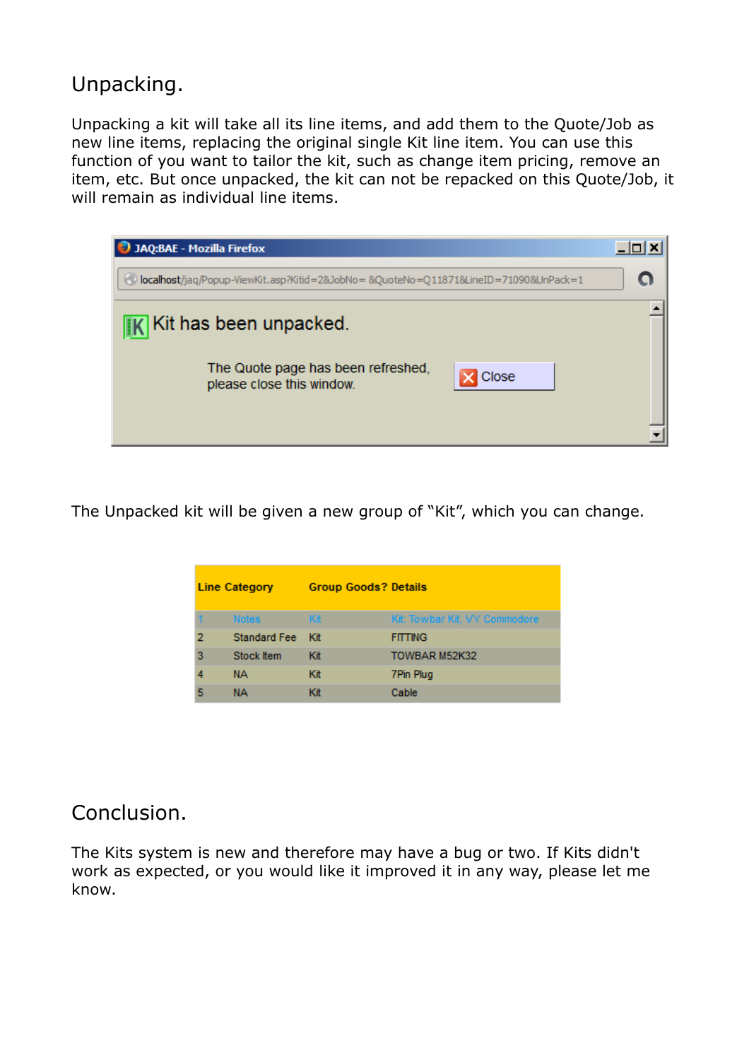# Unpacking.

Unpacking a kit will take all its line items, and add them to the Quote/Job as new line items, replacing the original single Kit line item. You can use this function of you want to tailor the kit, such as change item pricing, remove an item, etc. But once unpacked, the kit can not be repacked on this Quote/Job, it will remain as individual line items.

JAQ:BAE - Mozilla Firefox

localhost/jaq/Popup-ViewKit.asp?Kitid=2&JobNo= &QuoteNo=Q11871&LineID=71090&UnPack=1

Kit has been unpacked.

The Quote page has been refreshed, please close this window.

Close

The Unpacked kit will be given a new group of "Kit", which you can change.

| Line | Category | Group | Goods? | Details |
|---|---|---|---|---|
| 1 | Notes | Kit | | Kit: Towbar Kit, VY Commodore |
| 2 | Standard Fee | Kit | | FITTING |
| 3 | Stock Item | Kit | | TOWBAR M52K32 |
| 4 | NA | Kit | | 7Pin Plug |
| 5 | NA | Kit | | Cable |

# Conclusion.

The Kits system is new and therefore may have a bug or two. If Kits didn't work as expected, or you would like it improved it in any way, please let me know.